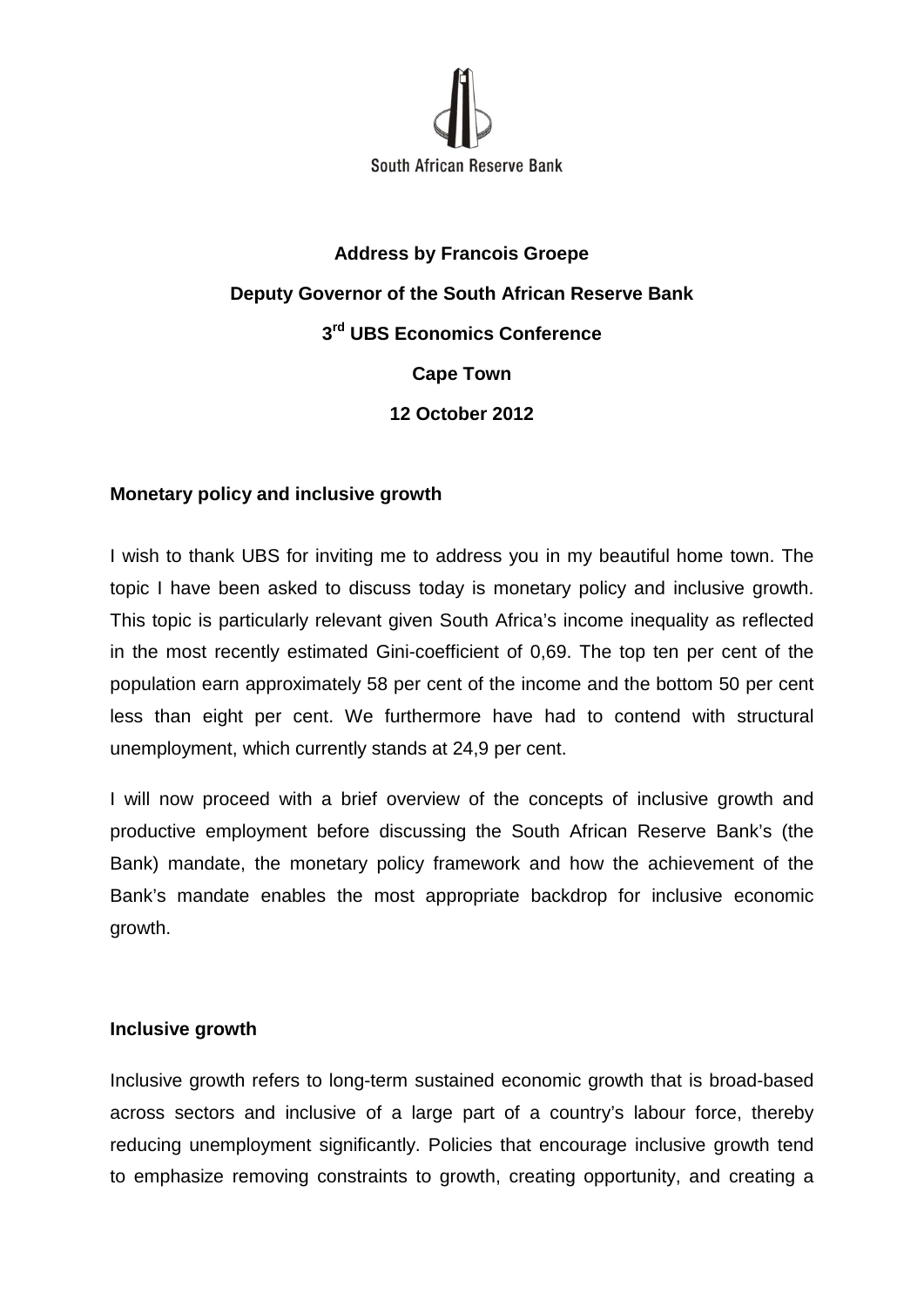South African Reserve Bank

**Address by Francois Groepe**

**Deputy Governor of the South African Reserve Bank**

**3rd UBS Economics Conference**

**Cape Town**

**12 October 2012**

## Monetary policy and inclusive growth

I wish to thank UBS for inviting me to address you in my beautiful home town. The topic I have been asked to discuss today is monetary policy and inclusive growth. This topic is particularly relevant given South Africa's income inequality as reflected in the most recently estimated Gini-coefficient of 0,69. The top ten per cent of the population earn approximately 58 per cent of the income and the bottom 50 per cent less than eight per cent. We furthermore have had to contend with structural unemployment, which currently stands at 24,9 per cent.

I will now proceed with a brief overview of the concepts of inclusive growth and productive employment before discussing the South African Reserve Bank's (the Bank) mandate, the monetary policy framework and how the achievement of the Bank's mandate enables the most appropriate backdrop for inclusive economic growth.

## Inclusive growth

Inclusive growth refers to long-term sustained economic growth that is broad-based across sectors and inclusive of a large part of a country's labour force, thereby reducing unemployment significantly. Policies that encourage inclusive growth tend to emphasize removing constraints to growth, creating opportunity, and creating a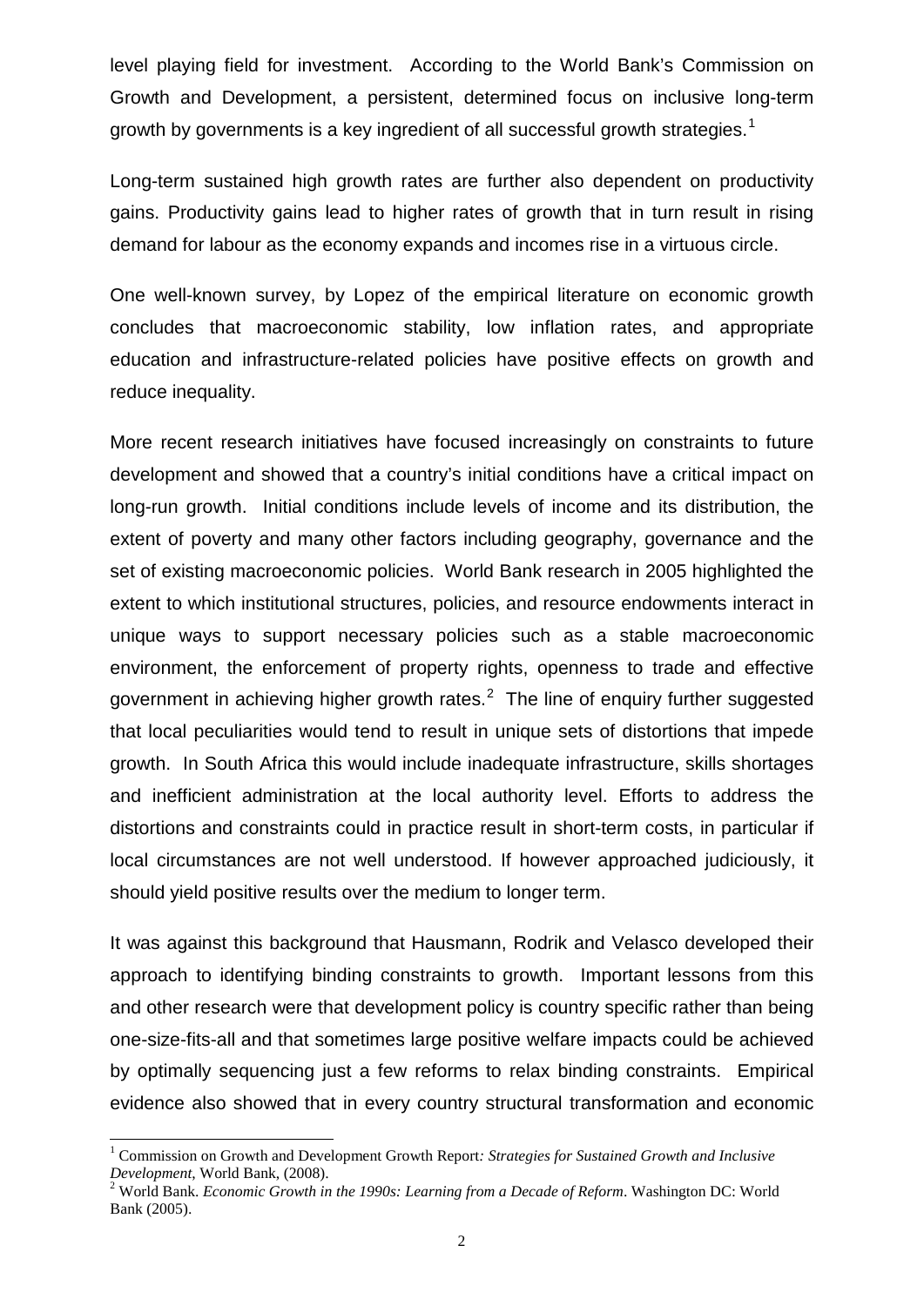level playing field for investment. According to the World Bank's Commission on Growth and Development, a persistent, determined focus on inclusive long-term growth by governments is a key ingredient of all successful growth strategies.[1]

Long-term sustained high growth rates are further also dependent on productivity gains. Productivity gains lead to higher rates of growth that in turn result in rising demand for labour as the economy expands and incomes rise in a virtuous circle.

One well-known survey, by Lopez of the empirical literature on economic growth concludes that macroeconomic stability, low inflation rates, and appropriate education and infrastructure-related policies have positive effects on growth and reduce inequality.

More recent research initiatives have focused increasingly on constraints to future development and showed that a country's initial conditions have a critical impact on long-run growth. Initial conditions include levels of income and its distribution, the extent of poverty and many other factors including geography, governance and the set of existing macroeconomic policies. World Bank research in 2005 highlighted the extent to which institutional structures, policies, and resource endowments interact in unique ways to support necessary policies such as a stable macroeconomic environment, the enforcement of property rights, openness to trade and effective government in achieving higher growth rates.[2] The line of enquiry further suggested that local peculiarities would tend to result in unique sets of distortions that impede growth. In South Africa this would include inadequate infrastructure, skills shortages and inefficient administration at the local authority level. Efforts to address the distortions and constraints could in practice result in short-term costs, in particular if local circumstances are not well understood. If however approached judiciously, it should yield positive results over the medium to longer term.

It was against this background that Hausmann, Rodrik and Velasco developed their approach to identifying binding constraints to growth. Important lessons from this and other research were that development policy is country specific rather than being one-size-fits-all and that sometimes large positive welfare impacts could be achieved by optimally sequencing just a few reforms to relax binding constraints. Empirical evidence also showed that in every country structural transformation and economic

---

[1] Commission on Growth and Development Growth Report*: Strategies for Sustained Growth and Inclusive Development*, World Bank, (2008).

[2] World Bank. *Economic Growth in the 1990s: Learning from a Decade of Reform*. Washington DC: World Bank (2005).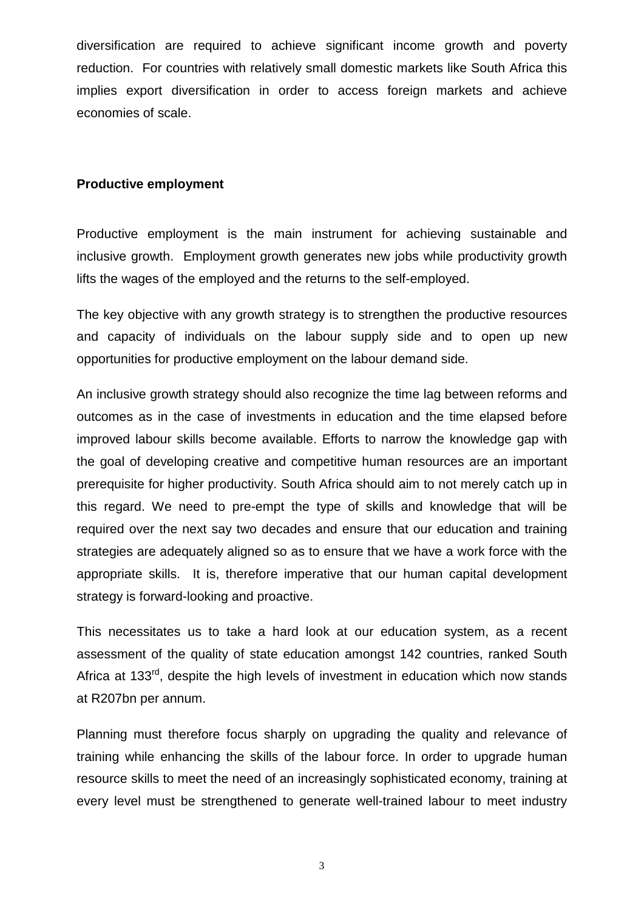diversification are required to achieve significant income growth and poverty reduction. For countries with relatively small domestic markets like South Africa this implies export diversification in order to access foreign markets and achieve economies of scale.

**Productive employment**

Productive employment is the main instrument for achieving sustainable and inclusive growth. Employment growth generates new jobs while productivity growth lifts the wages of the employed and the returns to the self-employed.

The key objective with any growth strategy is to strengthen the productive resources and capacity of individuals on the labour supply side and to open up new opportunities for productive employment on the labour demand side.

An inclusive growth strategy should also recognize the time lag between reforms and outcomes as in the case of investments in education and the time elapsed before improved labour skills become available. Efforts to narrow the knowledge gap with the goal of developing creative and competitive human resources are an important prerequisite for higher productivity. South Africa should aim to not merely catch up in this regard. We need to pre-empt the type of skills and knowledge that will be required over the next say two decades and ensure that our education and training strategies are adequately aligned so as to ensure that we have a work force with the appropriate skills. It is, therefore imperative that our human capital development strategy is forward-looking and proactive.

This necessitates us to take a hard look at our education system, as a recent assessment of the quality of state education amongst 142 countries, ranked South Africa at 133rd, despite the high levels of investment in education which now stands at R207bn per annum.

Planning must therefore focus sharply on upgrading the quality and relevance of training while enhancing the skills of the labour force. In order to upgrade human resource skills to meet the need of an increasingly sophisticated economy, training at every level must be strengthened to generate well-trained labour to meet industry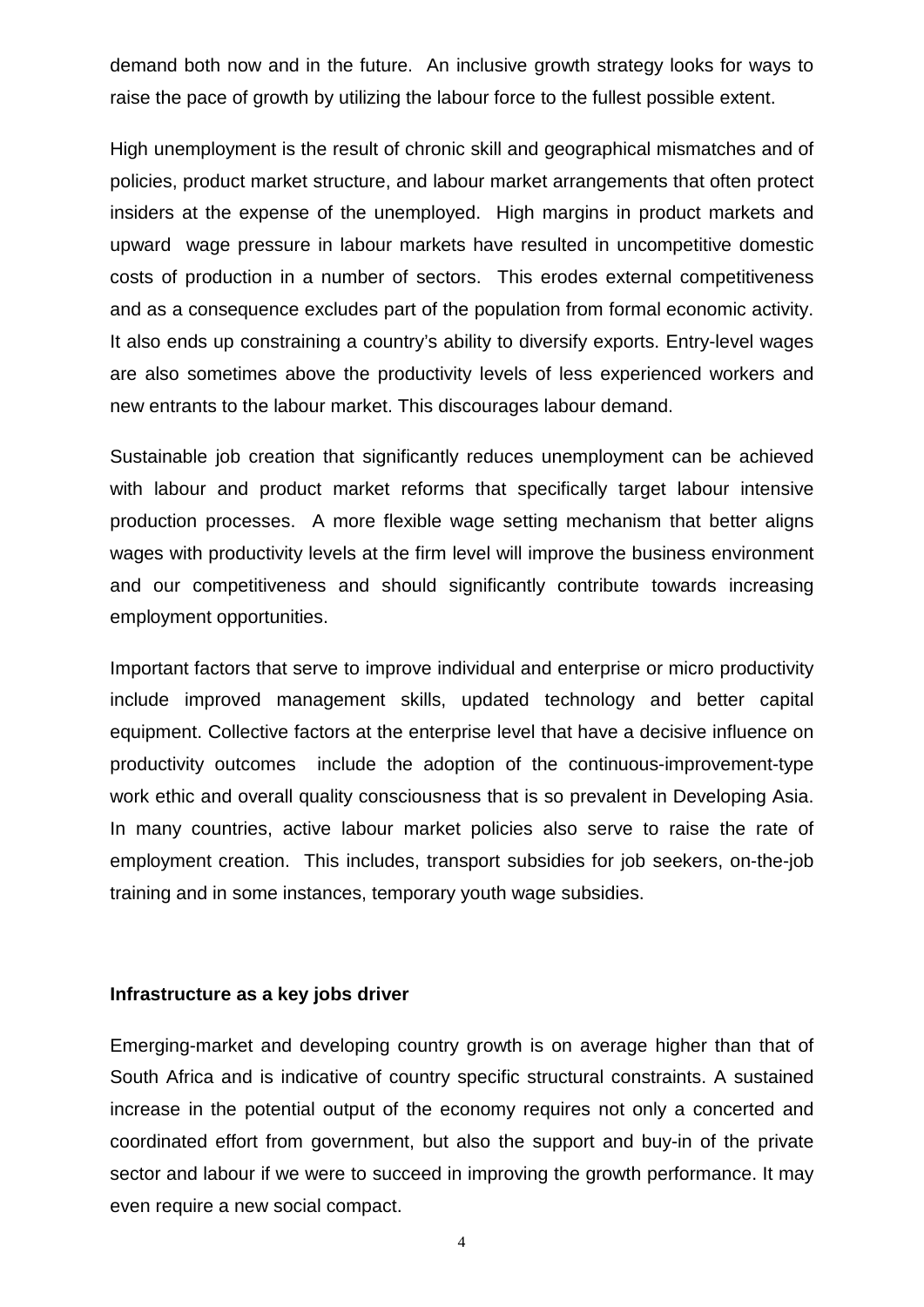demand both now and in the future. An inclusive growth strategy looks for ways to raise the pace of growth by utilizing the labour force to the fullest possible extent.

High unemployment is the result of chronic skill and geographical mismatches and of policies, product market structure, and labour market arrangements that often protect insiders at the expense of the unemployed. High margins in product markets and upward wage pressure in labour markets have resulted in uncompetitive domestic costs of production in a number of sectors. This erodes external competitiveness and as a consequence excludes part of the population from formal economic activity. It also ends up constraining a country's ability to diversify exports. Entry-level wages are also sometimes above the productivity levels of less experienced workers and new entrants to the labour market. This discourages labour demand.

Sustainable job creation that significantly reduces unemployment can be achieved with labour and product market reforms that specifically target labour intensive production processes. A more flexible wage setting mechanism that better aligns wages with productivity levels at the firm level will improve the business environment and our competitiveness and should significantly contribute towards increasing employment opportunities.

Important factors that serve to improve individual and enterprise or micro productivity include improved management skills, updated technology and better capital equipment. Collective factors at the enterprise level that have a decisive influence on productivity outcomes include the adoption of the continuous-improvement-type work ethic and overall quality consciousness that is so prevalent in Developing Asia. In many countries, active labour market policies also serve to raise the rate of employment creation. This includes, transport subsidies for job seekers, on-the-job training and in some instances, temporary youth wage subsidies.

**Infrastructure as a key jobs driver**

Emerging-market and developing country growth is on average higher than that of South Africa and is indicative of country specific structural constraints. A sustained increase in the potential output of the economy requires not only a concerted and coordinated effort from government, but also the support and buy-in of the private sector and labour if we were to succeed in improving the growth performance. It may even require a new social compact.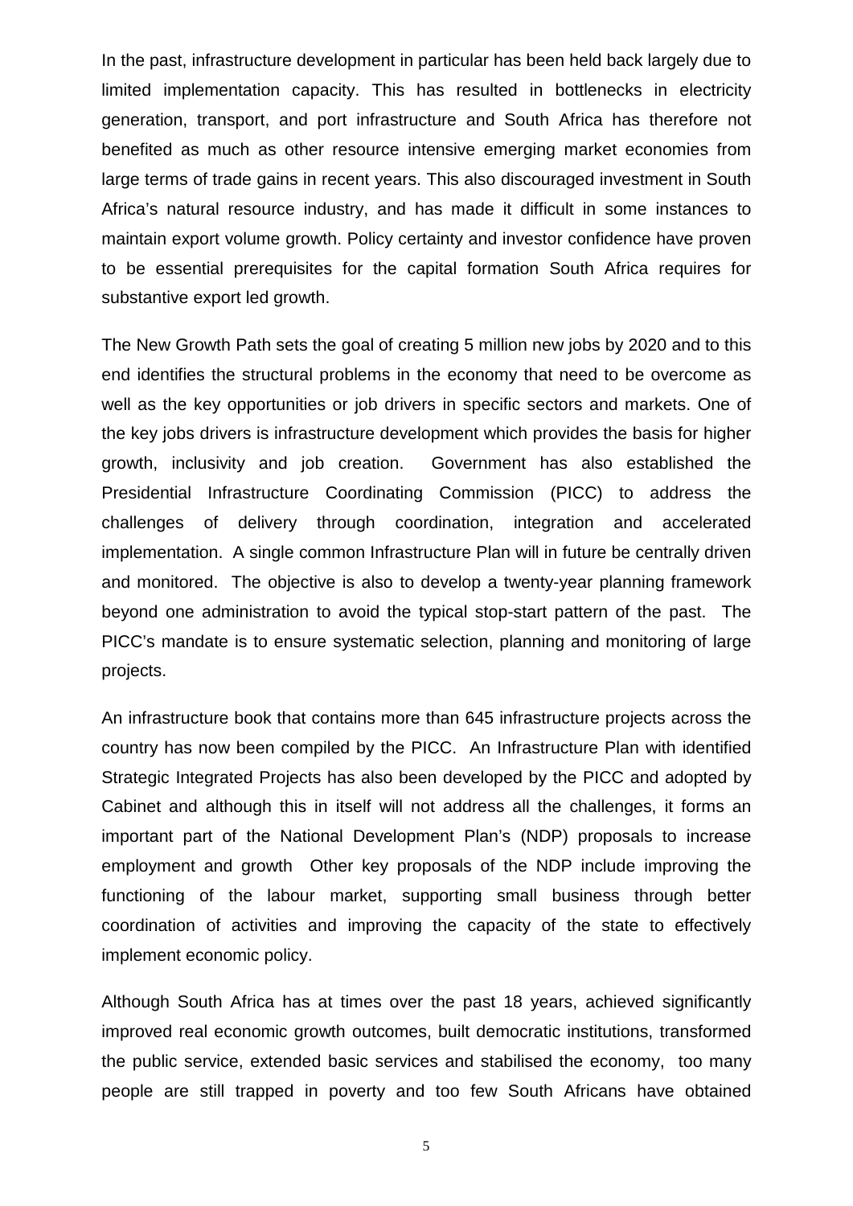In the past, infrastructure development in particular has been held back largely due to limited implementation capacity. This has resulted in bottlenecks in electricity generation, transport, and port infrastructure and South Africa has therefore not benefited as much as other resource intensive emerging market economies from large terms of trade gains in recent years. This also discouraged investment in South Africa's natural resource industry, and has made it difficult in some instances to maintain export volume growth. Policy certainty and investor confidence have proven to be essential prerequisites for the capital formation South Africa requires for substantive export led growth.

The New Growth Path sets the goal of creating 5 million new jobs by 2020 and to this end identifies the structural problems in the economy that need to be overcome as well as the key opportunities or job drivers in specific sectors and markets. One of the key jobs drivers is infrastructure development which provides the basis for higher growth, inclusivity and job creation. Government has also established the Presidential Infrastructure Coordinating Commission (PICC) to address the challenges of delivery through coordination, integration and accelerated implementation. A single common Infrastructure Plan will in future be centrally driven and monitored. The objective is also to develop a twenty-year planning framework beyond one administration to avoid the typical stop-start pattern of the past. The PICC's mandate is to ensure systematic selection, planning and monitoring of large projects.

An infrastructure book that contains more than 645 infrastructure projects across the country has now been compiled by the PICC. An Infrastructure Plan with identified Strategic Integrated Projects has also been developed by the PICC and adopted by Cabinet and although this in itself will not address all the challenges, it forms an important part of the National Development Plan's (NDP) proposals to increase employment and growth Other key proposals of the NDP include improving the functioning of the labour market, supporting small business through better coordination of activities and improving the capacity of the state to effectively implement economic policy.

Although South Africa has at times over the past 18 years, achieved significantly improved real economic growth outcomes, built democratic institutions, transformed the public service, extended basic services and stabilised the economy, too many people are still trapped in poverty and too few South Africans have obtained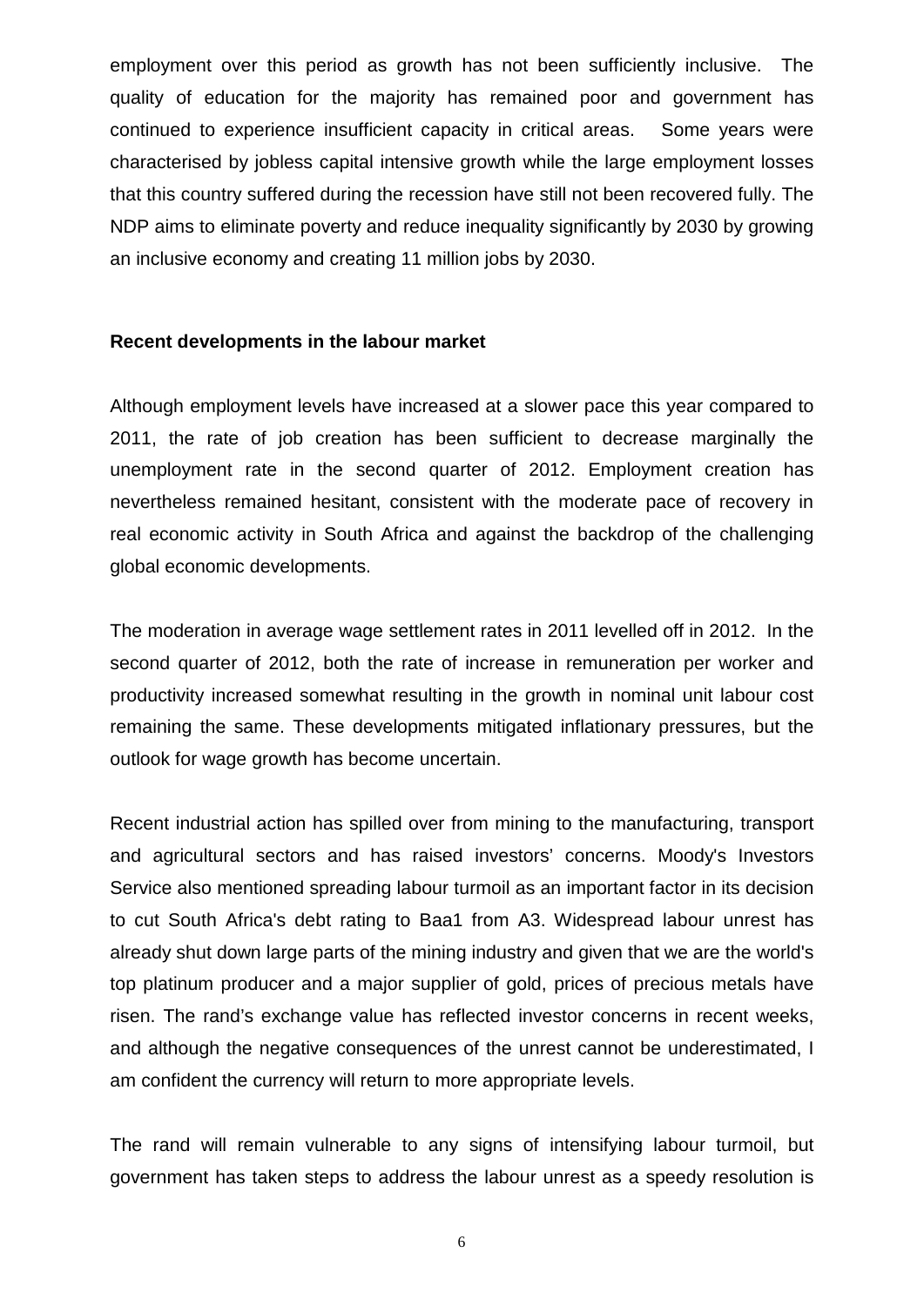employment over this period as growth has not been sufficiently inclusive. The quality of education for the majority has remained poor and government has continued to experience insufficient capacity in critical areas. Some years were characterised by jobless capital intensive growth while the large employment losses that this country suffered during the recession have still not been recovered fully. The NDP aims to eliminate poverty and reduce inequality significantly by 2030 by growing an inclusive economy and creating 11 million jobs by 2030.

**Recent developments in the labour market**

Although employment levels have increased at a slower pace this year compared to 2011, the rate of job creation has been sufficient to decrease marginally the unemployment rate in the second quarter of 2012. Employment creation has nevertheless remained hesitant, consistent with the moderate pace of recovery in real economic activity in South Africa and against the backdrop of the challenging global economic developments.

The moderation in average wage settlement rates in 2011 levelled off in 2012. In the second quarter of 2012, both the rate of increase in remuneration per worker and productivity increased somewhat resulting in the growth in nominal unit labour cost remaining the same. These developments mitigated inflationary pressures, but the outlook for wage growth has become uncertain.

Recent industrial action has spilled over from mining to the manufacturing, transport and agricultural sectors and has raised investors' concerns. Moody's Investors Service also mentioned spreading labour turmoil as an important factor in its decision to cut South Africa's debt rating to Baa1 from A3. Widespread labour unrest has already shut down large parts of the mining industry and given that we are the world's top platinum producer and a major supplier of gold, prices of precious metals have risen. The rand's exchange value has reflected investor concerns in recent weeks, and although the negative consequences of the unrest cannot be underestimated, I am confident the currency will return to more appropriate levels.

The rand will remain vulnerable to any signs of intensifying labour turmoil, but government has taken steps to address the labour unrest as a speedy resolution is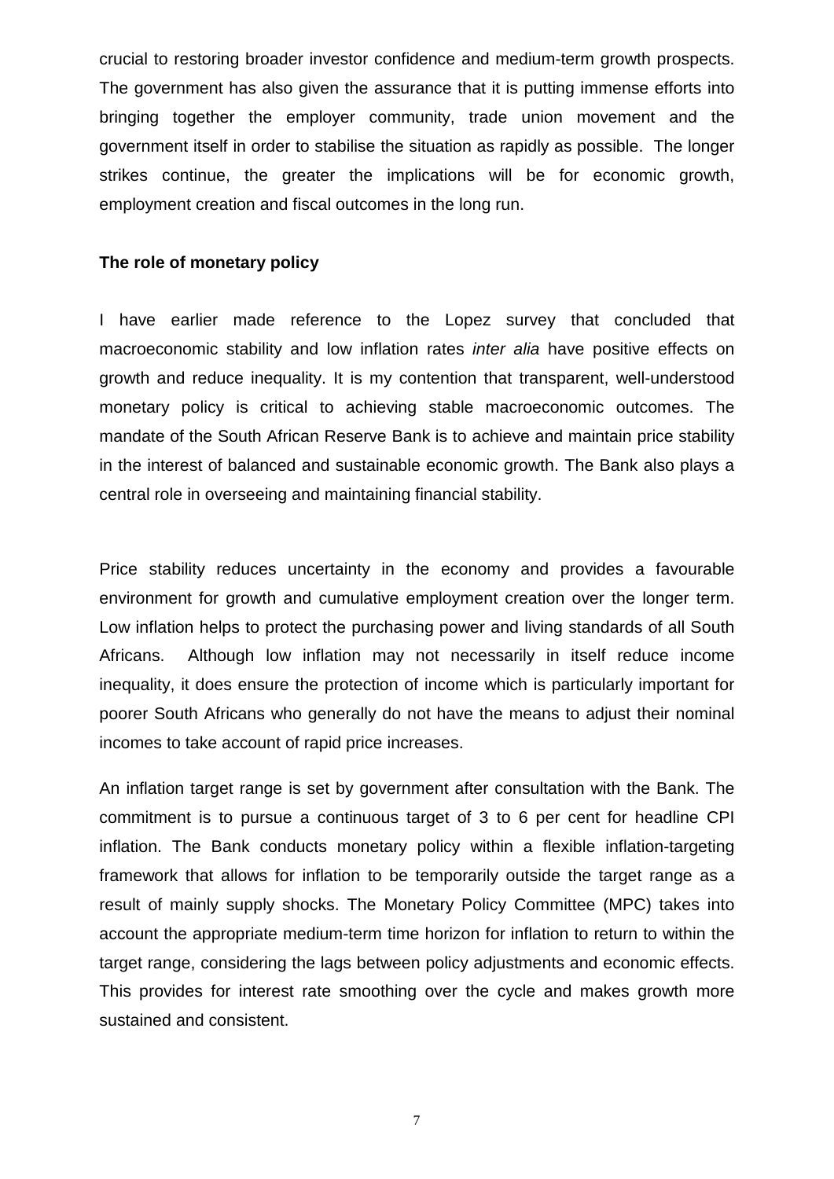crucial to restoring broader investor confidence and medium-term growth prospects. The government has also given the assurance that it is putting immense efforts into bringing together the employer community, trade union movement and the government itself in order to stabilise the situation as rapidly as possible. The longer strikes continue, the greater the implications will be for economic growth, employment creation and fiscal outcomes in the long run.

**The role of monetary policy**

I have earlier made reference to the Lopez survey that concluded that macroeconomic stability and low inflation rates *inter alia* have positive effects on growth and reduce inequality. It is my contention that transparent, well-understood monetary policy is critical to achieving stable macroeconomic outcomes. The mandate of the South African Reserve Bank is to achieve and maintain price stability in the interest of balanced and sustainable economic growth. The Bank also plays a central role in overseeing and maintaining financial stability.

Price stability reduces uncertainty in the economy and provides a favourable environment for growth and cumulative employment creation over the longer term. Low inflation helps to protect the purchasing power and living standards of all South Africans. Although low inflation may not necessarily in itself reduce income inequality, it does ensure the protection of income which is particularly important for poorer South Africans who generally do not have the means to adjust their nominal incomes to take account of rapid price increases.

An inflation target range is set by government after consultation with the Bank. The commitment is to pursue a continuous target of 3 to 6 per cent for headline CPI inflation. The Bank conducts monetary policy within a flexible inflation-targeting framework that allows for inflation to be temporarily outside the target range as a result of mainly supply shocks. The Monetary Policy Committee (MPC) takes into account the appropriate medium-term time horizon for inflation to return to within the target range, considering the lags between policy adjustments and economic effects. This provides for interest rate smoothing over the cycle and makes growth more sustained and consistent.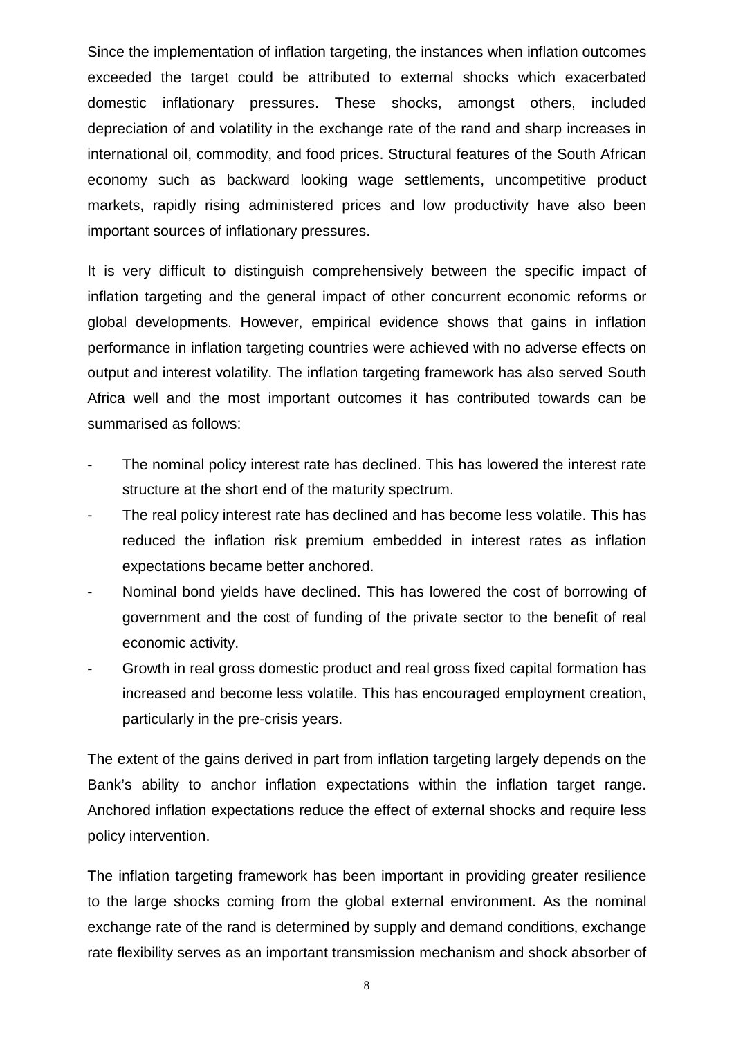Since the implementation of inflation targeting, the instances when inflation outcomes exceeded the target could be attributed to external shocks which exacerbated domestic inflationary pressures. These shocks, amongst others, included depreciation of and volatility in the exchange rate of the rand and sharp increases in international oil, commodity, and food prices. Structural features of the South African economy such as backward looking wage settlements, uncompetitive product markets, rapidly rising administered prices and low productivity have also been important sources of inflationary pressures.

It is very difficult to distinguish comprehensively between the specific impact of inflation targeting and the general impact of other concurrent economic reforms or global developments. However, empirical evidence shows that gains in inflation performance in inflation targeting countries were achieved with no adverse effects on output and interest volatility. The inflation targeting framework has also served South Africa well and the most important outcomes it has contributed towards can be summarised as follows:

- The nominal policy interest rate has declined. This has lowered the interest rate structure at the short end of the maturity spectrum.
- The real policy interest rate has declined and has become less volatile. This has reduced the inflation risk premium embedded in interest rates as inflation expectations became better anchored.
- Nominal bond yields have declined. This has lowered the cost of borrowing of government and the cost of funding of the private sector to the benefit of real economic activity.
- Growth in real gross domestic product and real gross fixed capital formation has increased and become less volatile. This has encouraged employment creation, particularly in the pre-crisis years.

The extent of the gains derived in part from inflation targeting largely depends on the Bank's ability to anchor inflation expectations within the inflation target range. Anchored inflation expectations reduce the effect of external shocks and require less policy intervention.

The inflation targeting framework has been important in providing greater resilience to the large shocks coming from the global external environment. As the nominal exchange rate of the rand is determined by supply and demand conditions, exchange rate flexibility serves as an important transmission mechanism and shock absorber of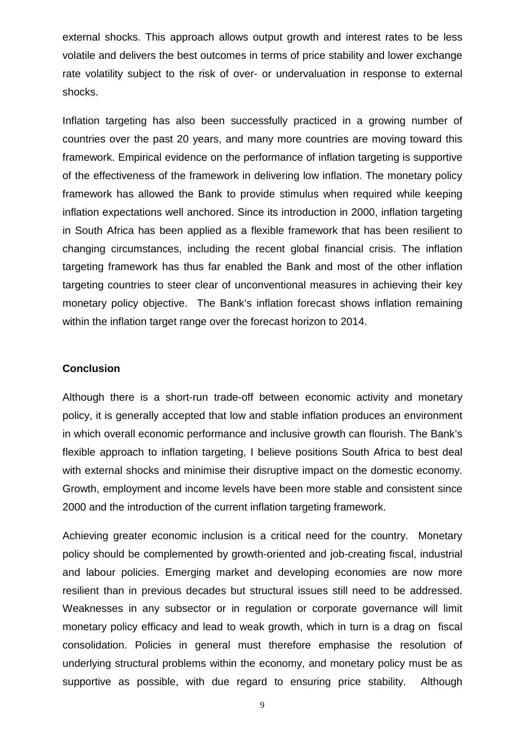external shocks. This approach allows output growth and interest rates to be less volatile and delivers the best outcomes in terms of price stability and lower exchange rate volatility subject to the risk of over- or undervaluation in response to external shocks.

Inflation targeting has also been successfully practiced in a growing number of countries over the past 20 years, and many more countries are moving toward this framework. Empirical evidence on the performance of inflation targeting is supportive of the effectiveness of the framework in delivering low inflation. The monetary policy framework has allowed the Bank to provide stimulus when required while keeping inflation expectations well anchored. Since its introduction in 2000, inflation targeting in South Africa has been applied as a flexible framework that has been resilient to changing circumstances, including the recent global financial crisis. The inflation targeting framework has thus far enabled the Bank and most of the other inflation targeting countries to steer clear of unconventional measures in achieving their key monetary policy objective. The Bank's inflation forecast shows inflation remaining within the inflation target range over the forecast horizon to 2014.

**Conclusion**

Although there is a short-run trade-off between economic activity and monetary policy, it is generally accepted that low and stable inflation produces an environment in which overall economic performance and inclusive growth can flourish. The Bank's flexible approach to inflation targeting, I believe positions South Africa to best deal with external shocks and minimise their disruptive impact on the domestic economy. Growth, employment and income levels have been more stable and consistent since 2000 and the introduction of the current inflation targeting framework.

Achieving greater economic inclusion is a critical need for the country. Monetary policy should be complemented by growth-oriented and job-creating fiscal, industrial and labour policies. Emerging market and developing economies are now more resilient than in previous decades but structural issues still need to be addressed. Weaknesses in any subsector or in regulation or corporate governance will limit monetary policy efficacy and lead to weak growth, which in turn is a drag on fiscal consolidation. Policies in general must therefore emphasise the resolution of underlying structural problems within the economy, and monetary policy must be as supportive as possible, with due regard to ensuring price stability. Although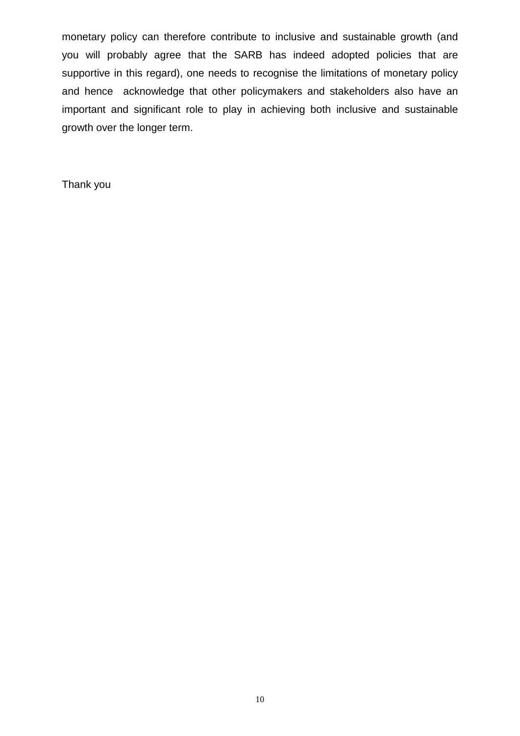monetary policy can therefore contribute to inclusive and sustainable growth (and you will probably agree that the SARB has indeed adopted policies that are supportive in this regard), one needs to recognise the limitations of monetary policy and hence acknowledge that other policymakers and stakeholders also have an important and significant role to play in achieving both inclusive and sustainable growth over the longer term.

Thank you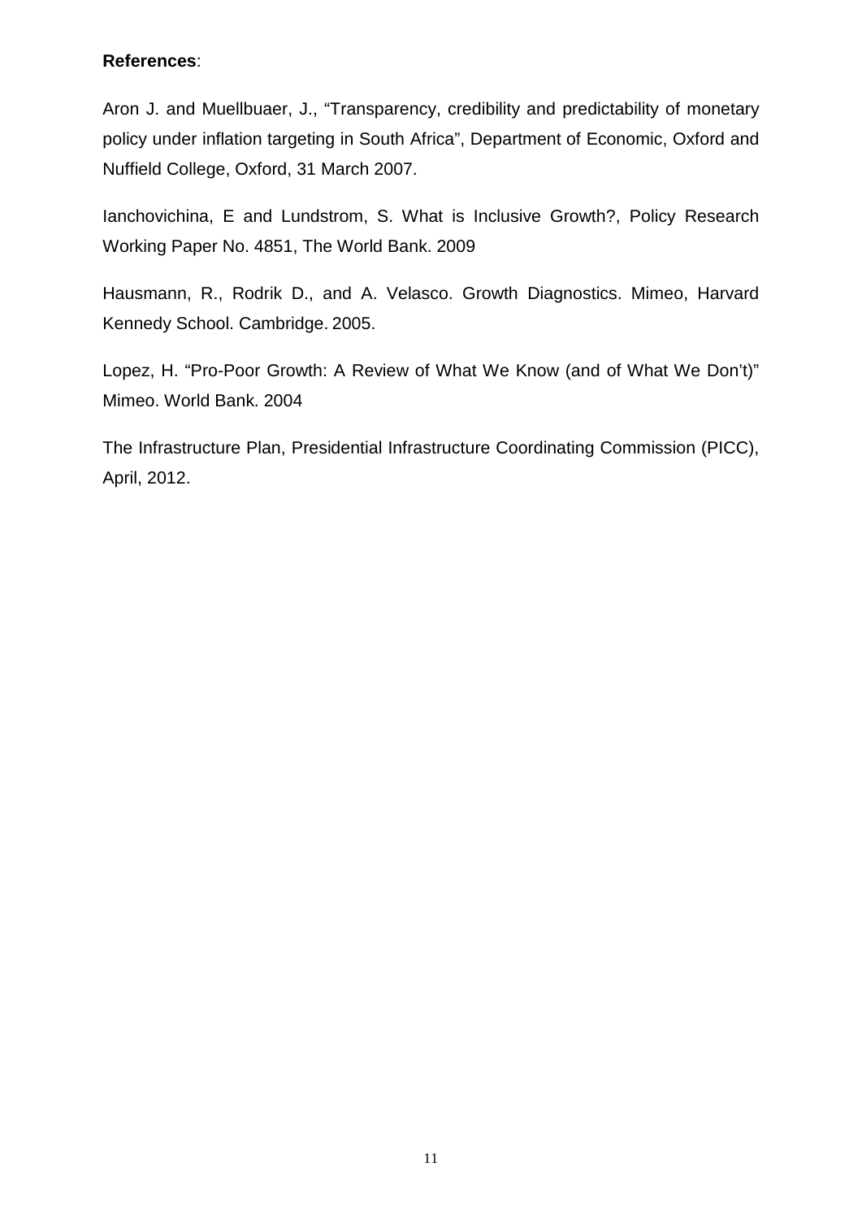**References**:

Aron J. and Muellbuaer, J., "Transparency, credibility and predictability of monetary policy under inflation targeting in South Africa", Department of Economic, Oxford and Nuffield College, Oxford, 31 March 2007.

Ianchovichina, E and Lundstrom, S. What is Inclusive Growth?, Policy Research Working Paper No. 4851, The World Bank. 2009

Hausmann, R., Rodrik D., and A. Velasco. Growth Diagnostics. Mimeo, Harvard Kennedy School. Cambridge. 2005.

Lopez, H. "Pro-Poor Growth: A Review of What We Know (and of What We Don't)" Mimeo. World Bank. 2004

The Infrastructure Plan, Presidential Infrastructure Coordinating Commission (PICC), April, 2012.